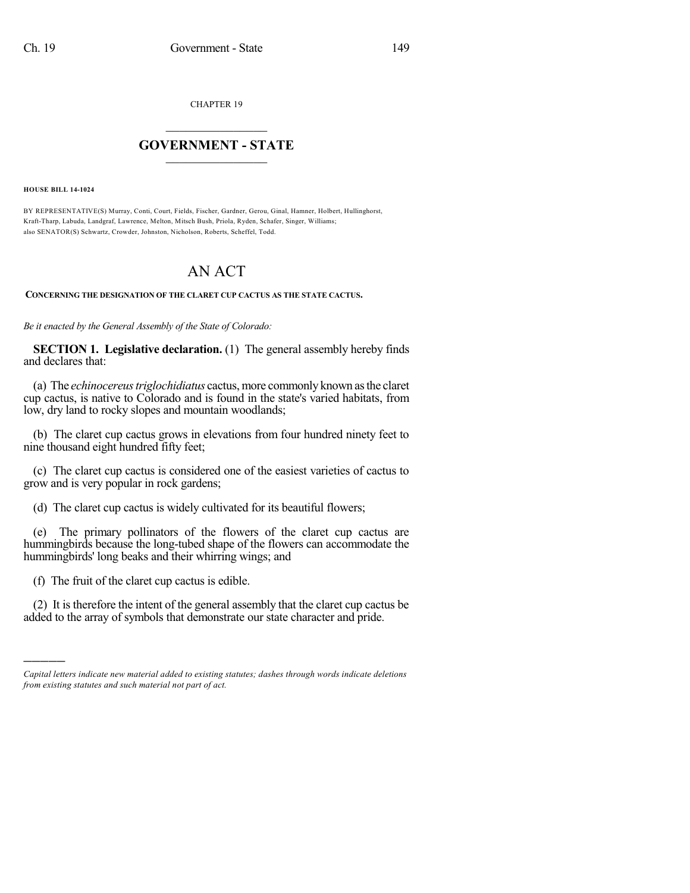CHAPTER 19

# GOVERNMENT - STATE

**HOUSE BILL 14-1024**

BY REPRESENTATIVE(S) Murray, Conti, Court, Fields, Fischer, Gardner, Gerou, Ginal, Hamner, Holbert, Hullinghorst, Kraft-Tharp, Labuda, Landgraf, Lawrence, Melton, Mitsch Bush, Priola, Ryden, Schafer, Singer, Williams;
also SENATOR(S) Schwartz, Crowder, Johnston, Nicholson, Roberts, Scheffel, Todd.

# AN ACT

**CONCERNING THE DESIGNATION OF THE CLARET CUP CACTUS AS THE STATE CACTUS.**

*Be it enacted by the General Assembly of the State of Colorado:*

**SECTION 1. Legislative declaration.** (1) The general assembly hereby finds and declares that:

(a) The *echinocereus triglochidiatus* cactus, more commonly known as the claret cup cactus, is native to Colorado and is found in the state's varied habitats, from low, dry land to rocky slopes and mountain woodlands;

(b) The claret cup cactus grows in elevations from four hundred ninety feet to nine thousand eight hundred fifty feet;

(c) The claret cup cactus is considered one of the easiest varieties of cactus to grow and is very popular in rock gardens;

(d) The claret cup cactus is widely cultivated for its beautiful flowers;

(e) The primary pollinators of the flowers of the claret cup cactus are hummingbirds because the long-tubed shape of the flowers can accommodate the hummingbirds' long beaks and their whirring wings; and

(f) The fruit of the claret cup cactus is edible.

(2) It is therefore the intent of the general assembly that the claret cup cactus be added to the array of symbols that demonstrate our state character and pride.

*Capital letters indicate new material added to existing statutes; dashes through words indicate deletions from existing statutes and such material not part of act.*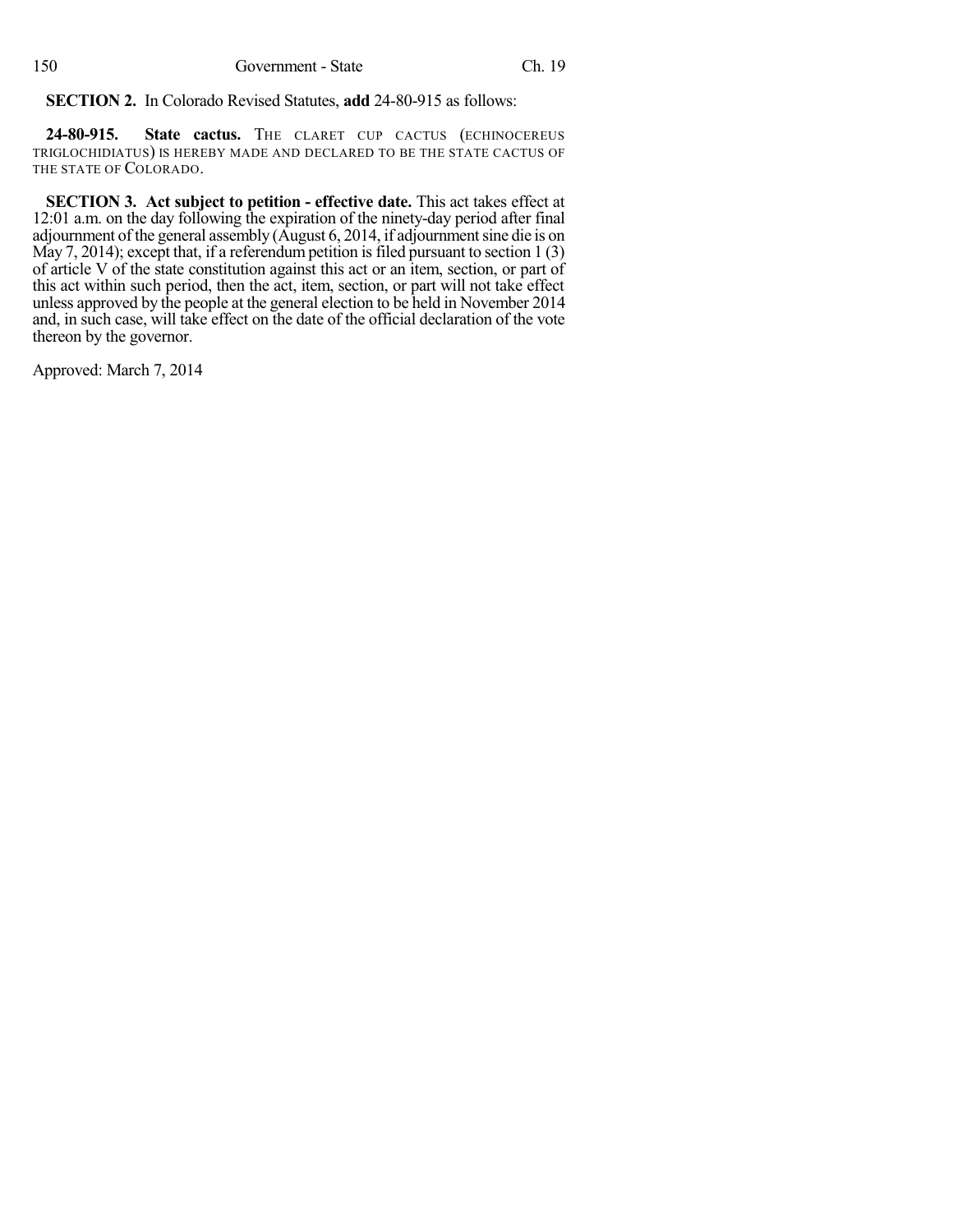**SECTION 2.** In Colorado Revised Statutes, **add** 24-80-915 as follows:

**24-80-915. State cactus.** THE CLARET CUP CACTUS (ECHINOCEREUS TRIGLOCHIDIATUS) IS HEREBY MADE AND DECLARED TO BE THE STATE CACTUS OF THE STATE OF COLORADO.

**SECTION 3. Act subject to petition - effective date.** This act takes effect at 12:01 a.m. on the day following the expiration of the ninety-day period after final adjournment of the general assembly (August 6, 2014, if adjournment sine die is on May 7, 2014); except that, if a referendum petition is filed pursuant to section 1 (3) of article V of the state constitution against this act or an item, section, or part of this act within such period, then the act, item, section, or part will not take effect unless approved by the people at the general election to be held in November 2014 and, in such case, will take effect on the date of the official declaration of the vote thereon by the governor.

Approved: March 7, 2014